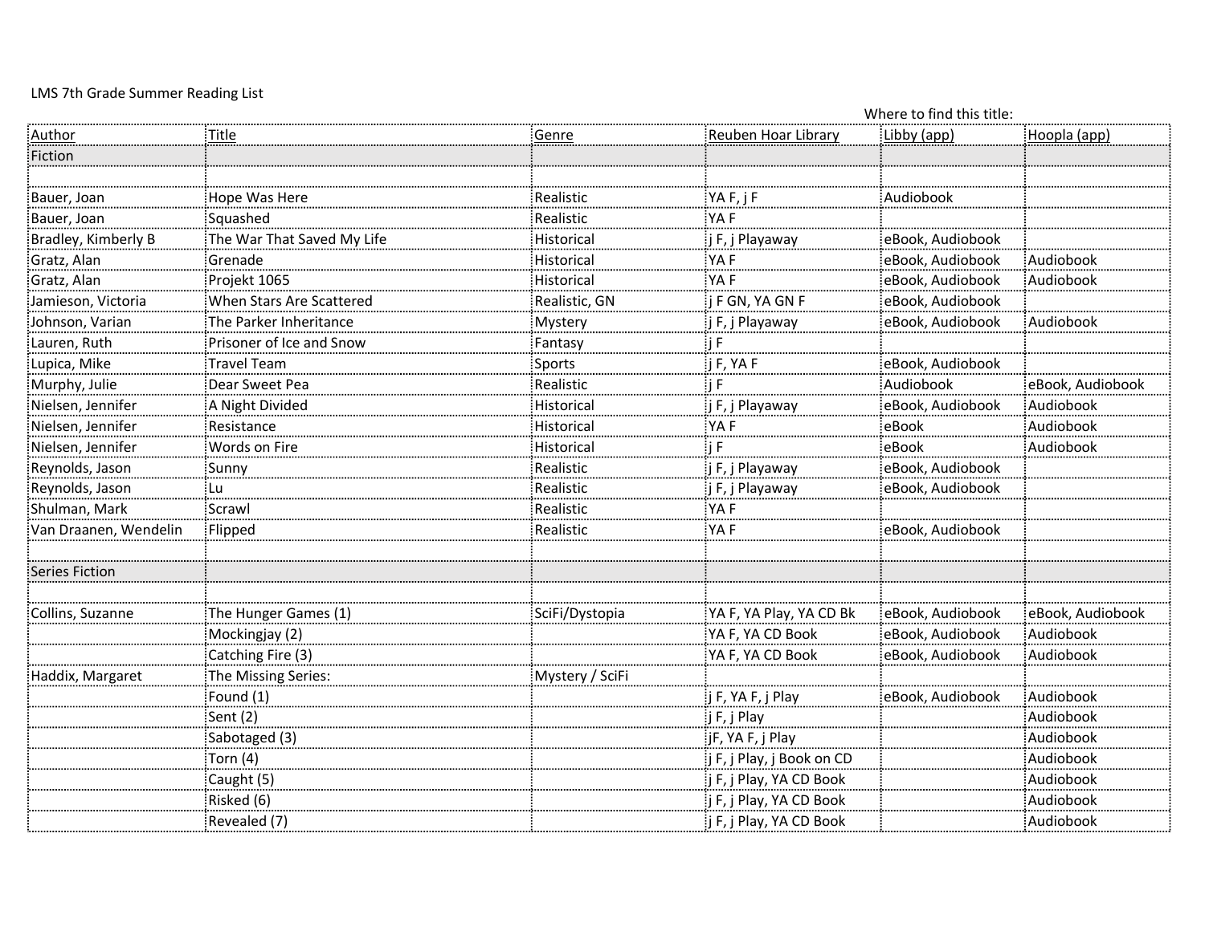LMS 7th Grade Summer Reading List

| Author | Title | Genre | Reuben Hoar Library | Libby (app) | Hoopla (app) |
|---|---|---|---|---|---|
| | | | Where to find this title: | | |
| **Fiction** | | | | | |
| | | | | | |
| Bauer, Joan | Hope Was Here | Realistic | YA F, j F | Audiobook | |
| Bauer, Joan | Squashed | Realistic | YA F | | |
| Bradley, Kimberly B | The War That Saved My Life | Historical | j F, j Playaway | eBook, Audiobook | |
| Gratz, Alan | Grenade | Historical | YA F | eBook, Audiobook | Audiobook |
| Gratz, Alan | Projekt 1065 | Historical | YA F | eBook, Audiobook | Audiobook |
| Jamieson, Victoria | When Stars Are Scattered | Realistic, GN | j F GN, YA GN F | eBook, Audiobook | |
| Johnson, Varian | The Parker Inheritance | Mystery | j F, j Playaway | eBook, Audiobook | Audiobook |
| Lauren, Ruth | Prisoner of Ice and Snow | Fantasy | j F | | |
| Lupica, Mike | Travel Team | Sports | j F, YA F | eBook, Audiobook | |
| Murphy, Julie | Dear Sweet Pea | Realistic | j F | Audiobook | eBook, Audiobook |
| Nielsen, Jennifer | A Night Divided | Historical | j F, j Playaway | eBook, Audiobook | Audiobook |
| Nielsen, Jennifer | Resistance | Historical | YA F | eBook | Audiobook |
| Nielsen, Jennifer | Words on Fire | Historical | j F | eBook | Audiobook |
| Reynolds, Jason | Sunny | Realistic | j F, j Playaway | eBook, Audiobook | |
| Reynolds, Jason | Lu | Realistic | j F, j Playaway | eBook, Audiobook | |
| Shulman, Mark | Scrawl | Realistic | YA F | | |
| Van Draanen, Wendelin | Flipped | Realistic | YA F | eBook, Audiobook | |
| | | | | | |
| **Series Fiction** | | | | | |
| | | | | | |
| Collins, Suzanne | The Hunger Games (1) | SciFi/Dystopia | YA F, YA Play, YA CD Bk | eBook, Audiobook | eBook, Audiobook |
| | Mockingjay (2) | | YA F, YA CD Book | eBook, Audiobook | Audiobook |
| | Catching Fire (3) | | YA F, YA CD Book | eBook, Audiobook | Audiobook |
| Haddix, Margaret | The Missing Series: | Mystery / SciFi | | | |
| | Found (1) | | j F, YA F, j Play | eBook, Audiobook | Audiobook |
| | Sent (2) | | j F, j Play | | Audiobook |
| | Sabotaged (3) | | jF, YA F, j Play | | Audiobook |
| | Torn (4) | | j F, j Play, j Book on CD | | Audiobook |
| | Caught (5) | | j F, j Play, YA CD Book | | Audiobook |
| | Risked (6) | | j F, j Play, YA CD Book | | Audiobook |
| | Revealed (7) | | j F, j Play, YA CD Book | | Audiobook |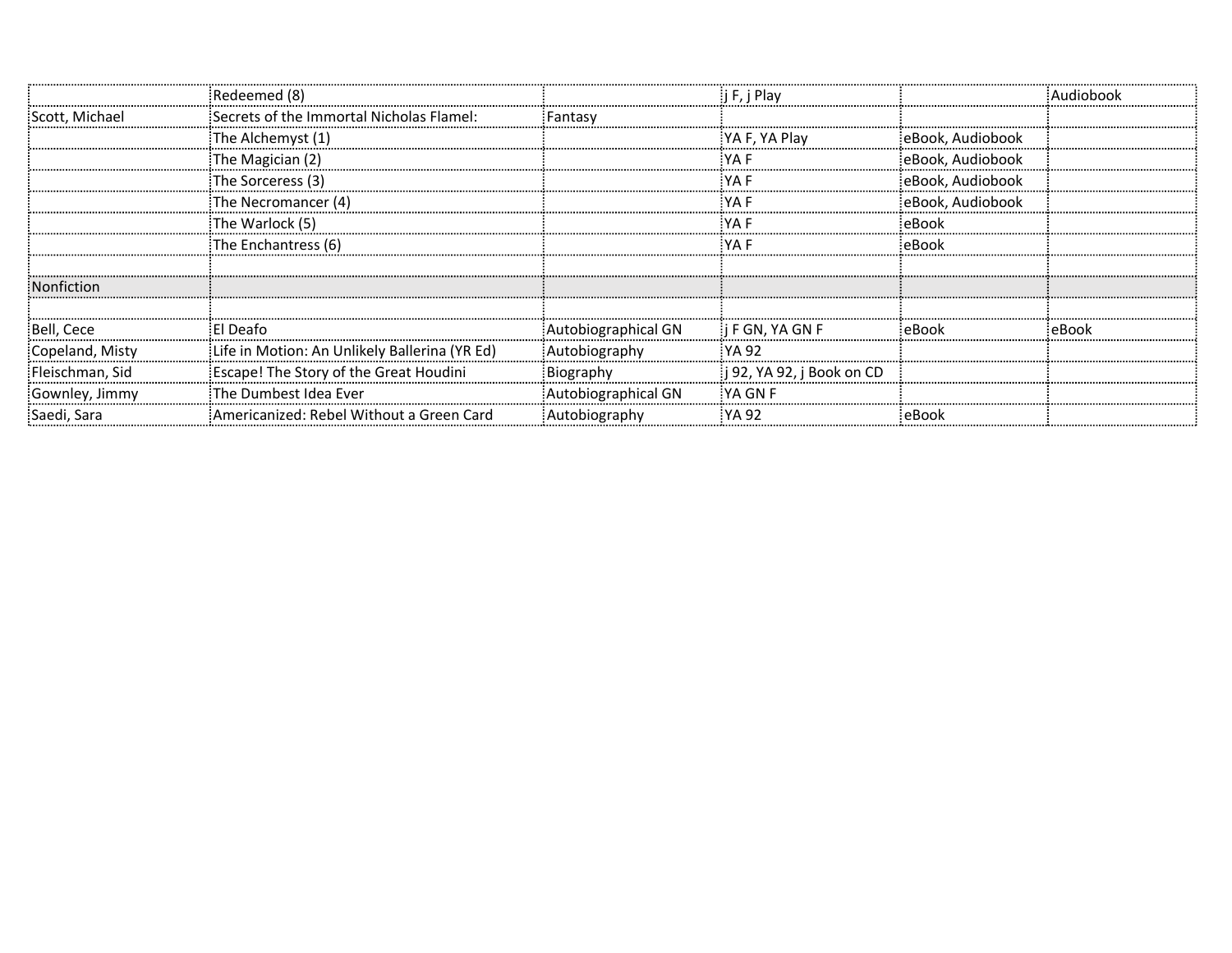| | | | | | |
|---|---|---|---|---|---|
| | Redeemed (8) | | j F, j Play | | Audiobook |
| Scott, Michael | Secrets of the Immortal Nicholas Flamel: | Fantasy | | | |
| | The Alchemyst (1) | | YA F, YA Play | eBook, Audiobook | |
| | The Magician (2) | | YA F | eBook, Audiobook | |
| | The Sorceress (3) | | YA F | eBook, Audiobook | |
| | The Necromancer (4) | | YA F | eBook, Audiobook | |
| | The Warlock (5) | | YA F | eBook | |
| | The Enchantress (6) | | YA F | eBook | |
| | | | | | |
| Nonfiction | | | | | |
| | | | | | |
| Bell, Cece | El Deafo | Autobiographical GN | j F GN, YA GN F | eBook | eBook |
| Copeland, Misty | Life in Motion: An Unlikely Ballerina (YR Ed) | Autobiography | YA 92 | | |
| Fleischman, Sid | Escape! The Story of the Great Houdini | Biography | j 92, YA 92, j Book on CD | | |
| Gownley, Jimmy | The Dumbest Idea Ever | Autobiographical GN | YA GN F | | |
| Saedi, Sara | Americanized: Rebel Without a Green Card | Autobiography | YA 92 | eBook | |